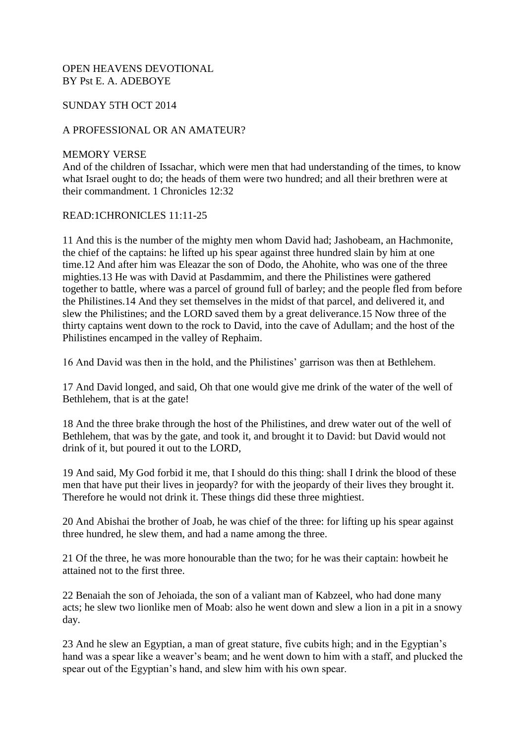OPEN HEAVENS DEVOTIONAL
BY Pst E. A. ADEBOYE

SUNDAY 5TH OCT 2014

A PROFESSIONAL OR AN AMATEUR?

MEMORY VERSE
And of the children of Issachar, which were men that had understanding of the times, to know what Israel ought to do; the heads of them were two hundred; and all their brethren were at their commandment. 1 Chronicles 12:32

READ:1CHRONICLES 11:11-25

11 And this is the number of the mighty men whom David had; Jashobeam, an Hachmonite, the chief of the captains: he lifted up his spear against three hundred slain by him at one time.12 And after him was Eleazar the son of Dodo, the Ahohite, who was one of the three mighties.13 He was with David at Pasdammim, and there the Philistines were gathered together to battle, where was a parcel of ground full of barley; and the people fled from before the Philistines.14 And they set themselves in the midst of that parcel, and delivered it, and slew the Philistines; and the LORD saved them by a great deliverance.15 Now three of the thirty captains went down to the rock to David, into the cave of Adullam; and the host of the Philistines encamped in the valley of Rephaim.

16 And David was then in the hold, and the Philistines' garrison was then at Bethlehem.

17 And David longed, and said, Oh that one would give me drink of the water of the well of Bethlehem, that is at the gate!

18 And the three brake through the host of the Philistines, and drew water out of the well of Bethlehem, that was by the gate, and took it, and brought it to David: but David would not drink of it, but poured it out to the LORD,

19 And said, My God forbid it me, that I should do this thing: shall I drink the blood of these men that have put their lives in jeopardy? for with the jeopardy of their lives they brought it. Therefore he would not drink it. These things did these three mightiest.

20 And Abishai the brother of Joab, he was chief of the three: for lifting up his spear against three hundred, he slew them, and had a name among the three.

21 Of the three, he was more honourable than the two; for he was their captain: howbeit he attained not to the first three.

22 Benaiah the son of Jehoiada, the son of a valiant man of Kabzeel, who had done many acts; he slew two lionlike men of Moab: also he went down and slew a lion in a pit in a snowy day.

23 And he slew an Egyptian, a man of great stature, five cubits high; and in the Egyptian's hand was a spear like a weaver's beam; and he went down to him with a staff, and plucked the spear out of the Egyptian's hand, and slew him with his own spear.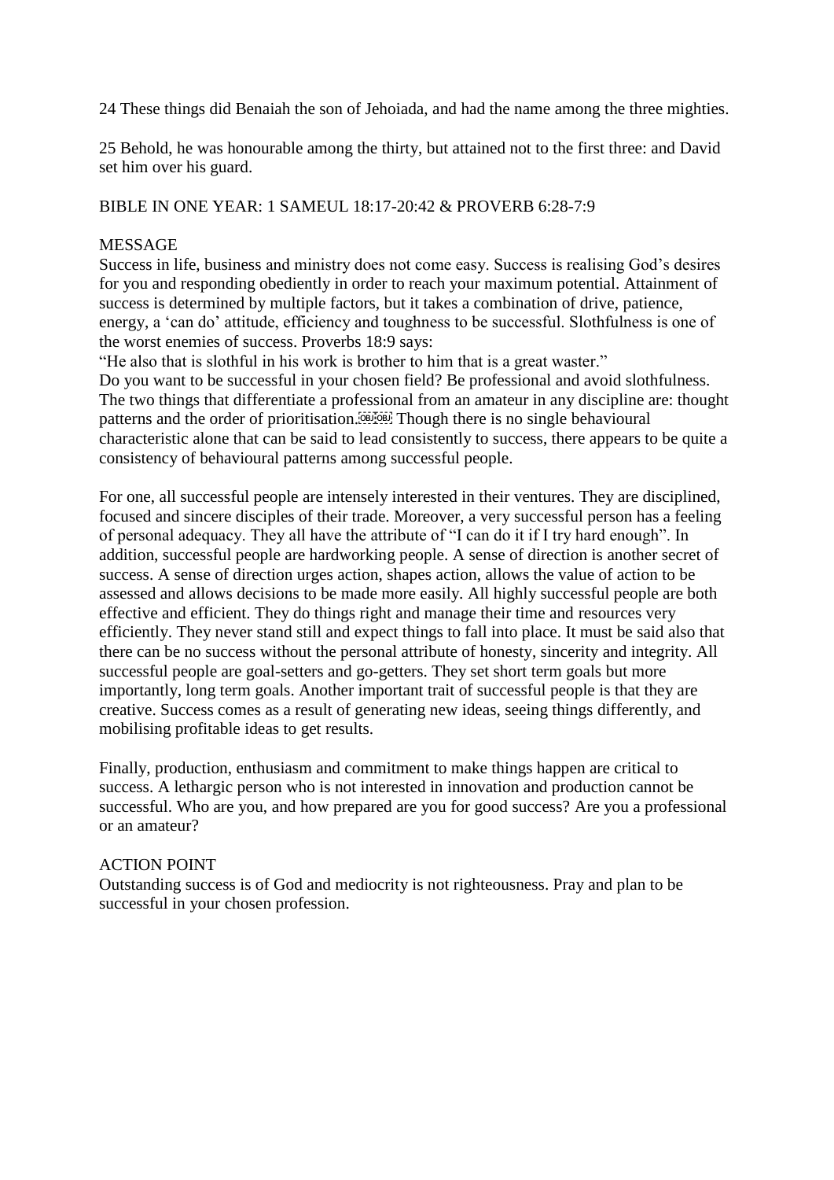24 These things did Benaiah the son of Jehoiada, and had the name among the three mighties.

25 Behold, he was honourable among the thirty, but attained not to the first three: and David set him over his guard.

BIBLE IN ONE YEAR: 1 SAMEUL 18:17-20:42 & PROVERB 6:28-7:9

## MESSAGE

Success in life, business and ministry does not come easy. Success is realising God's desires for you and responding obediently in order to reach your maximum potential. Attainment of success is determined by multiple factors, but it takes a combination of drive, patience, energy, a 'can do' attitude, efficiency and toughness to be successful. Slothfulness is one of the worst enemies of success. Proverbs 18:9 says:

"He also that is slothful in his work is brother to him that is a great waster."

Do you want to be successful in your chosen field? Be professional and avoid slothfulness. The two things that differentiate a professional from an amateur in any discipline are: thought patterns and the order of prioritisation. Though there is no single behavioural characteristic alone that can be said to lead consistently to success, there appears to be quite a consistency of behavioural patterns among successful people.

For one, all successful people are intensely interested in their ventures. They are disciplined, focused and sincere disciples of their trade. Moreover, a very successful person has a feeling of personal adequacy. They all have the attribute of "I can do it if I try hard enough". In addition, successful people are hardworking people. A sense of direction is another secret of success. A sense of direction urges action, shapes action, allows the value of action to be assessed and allows decisions to be made more easily. All highly successful people are both effective and efficient. They do things right and manage their time and resources very efficiently. They never stand still and expect things to fall into place. It must be said also that there can be no success without the personal attribute of honesty, sincerity and integrity. All successful people are goal-setters and go-getters. They set short term goals but more importantly, long term goals. Another important trait of successful people is that they are creative. Success comes as a result of generating new ideas, seeing things differently, and mobilising profitable ideas to get results.

Finally, production, enthusiasm and commitment to make things happen are critical to success. A lethargic person who is not interested in innovation and production cannot be successful. Who are you, and how prepared are you for good success? Are you a professional or an amateur?

## ACTION POINT

Outstanding success is of God and mediocrity is not righteousness. Pray and plan to be successful in your chosen profession.